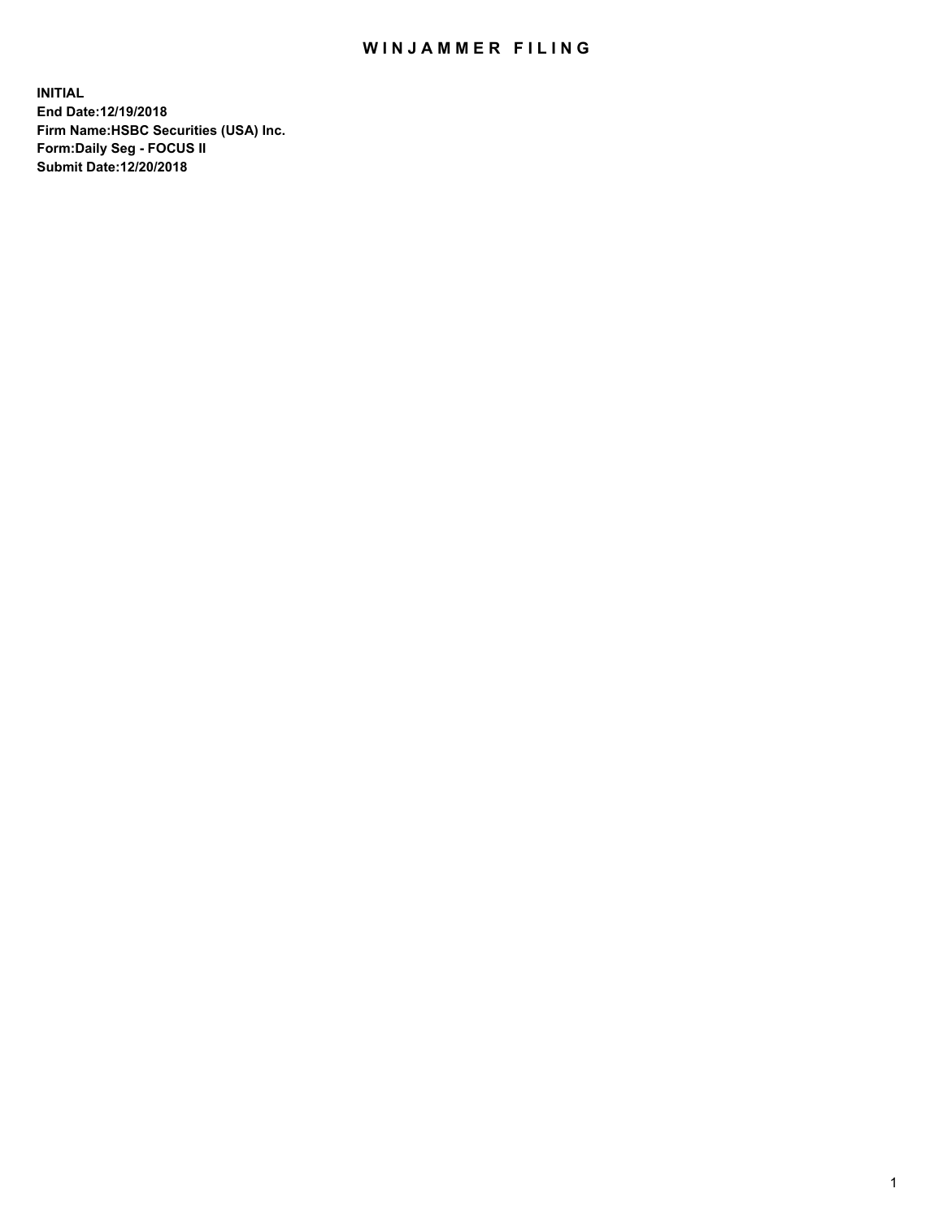# WINJAMMER FILING

**INITIAL**
**End Date:12/19/2018**
**Firm Name:HSBC Securities (USA) Inc.**
**Form:Daily Seg - FOCUS II**
**Submit Date:12/20/2018**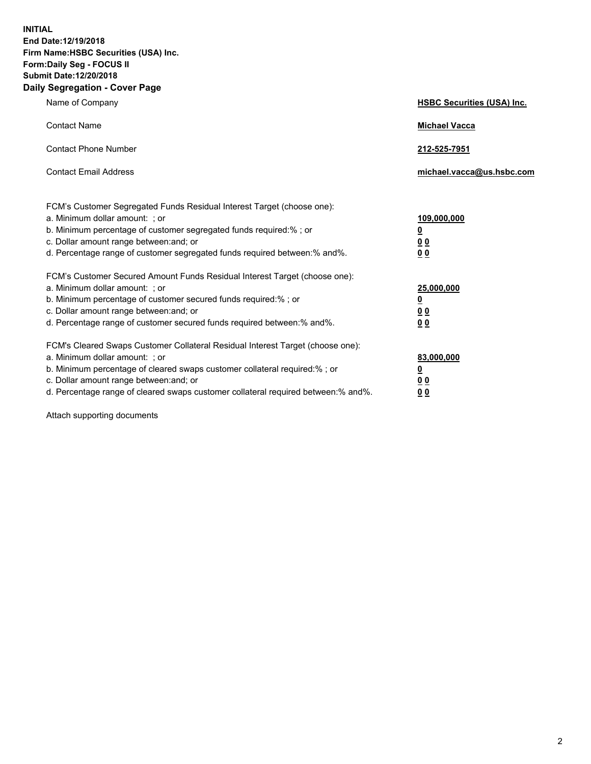**INITIAL**
**End Date:12/19/2018**
**Firm Name:HSBC Securities (USA) Inc.**
**Form:Daily Seg - FOCUS II**
**Submit Date:12/20/2018**

## Daily Segregation - Cover Page

| | |
|---|---|
| Name of Company | **HSBC Securities (USA) Inc.** |
| Contact Name | **Michael Vacca** |
| Contact Phone Number | **212-525-7951** |
| Contact Email Address | **michael.vacca@us.hsbc.com** |

FCM's Customer Segregated Funds Residual Interest Target (choose one):

| | |
|---|---|
| a. Minimum dollar amount: ; or | **109,000,000** |
| b. Minimum percentage of customer segregated funds required:% ; or | **0** |
| c. Dollar amount range between:and; or | **0 0** |
| d. Percentage range of customer segregated funds required between:% and%. | **0 0** |

FCM's Customer Secured Amount Funds Residual Interest Target (choose one):

| | |
|---|---|
| a. Minimum dollar amount: ; or | **25,000,000** |
| b. Minimum percentage of customer secured funds required:% ; or | **0** |
| c. Dollar amount range between:and; or | **0 0** |
| d. Percentage range of customer secured funds required between:% and%. | **0 0** |

FCM's Cleared Swaps Customer Collateral Residual Interest Target (choose one):

| | |
|---|---|
| a. Minimum dollar amount: ; or | **83,000,000** |
| b. Minimum percentage of cleared swaps customer collateral required:% ; or | **0** |
| c. Dollar amount range between:and; or | **0 0** |
| d. Percentage range of cleared swaps customer collateral required between:% and%. | **0 0** |

Attach supporting documents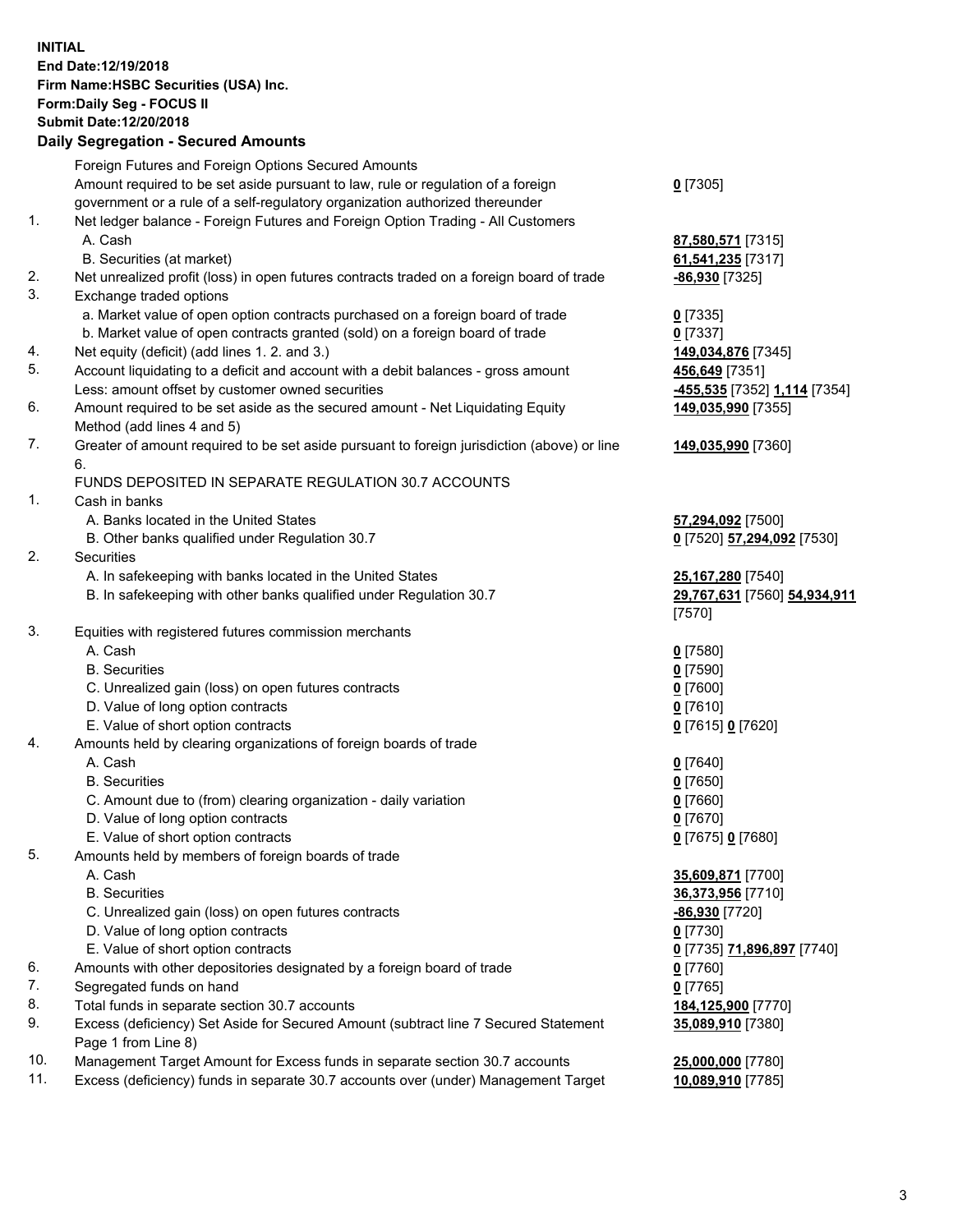**INITIAL**
**End Date:12/19/2018**
**Firm Name:HSBC Securities (USA) Inc.**
**Form:Daily Seg - FOCUS II**
**Submit Date:12/20/2018**

## Daily Segregation - Secured Amounts

| | | |
|---|---|---|
| | Foreign Futures and Foreign Options Secured Amounts | |
| | Amount required to be set aside pursuant to law, rule or regulation of a foreign government or a rule of a self-regulatory organization authorized thereunder | **0** [7305] |
| 1. | Net ledger balance - Foreign Futures and Foreign Option Trading - All Customers | |
| | A. Cash | **87,580,571** [7315] |
| | B. Securities (at market) | **61,541,235** [7317] |
| 2. | Net unrealized profit (loss) in open futures contracts traded on a foreign board of trade | **-86,930** [7325] |
| 3. | Exchange traded options | |
| | a. Market value of open option contracts purchased on a foreign board of trade | **0** [7335] |
| | b. Market value of open contracts granted (sold) on a foreign board of trade | **0** [7337] |
| 4. | Net equity (deficit) (add lines 1. 2. and 3.) | **149,034,876** [7345] |
| 5. | Account liquidating to a deficit and account with a debit balances - gross amount | **456,649** [7351] |
| | Less: amount offset by customer owned securities | **-455,535** [7352] **1,114** [7354] |
| 6. | Amount required to be set aside as the secured amount - Net Liquidating Equity Method (add lines 4 and 5) | **149,035,990** [7355] |
| 7. | Greater of amount required to be set aside pursuant to foreign jurisdiction (above) or line 6. | **149,035,990** [7360] |
| | FUNDS DEPOSITED IN SEPARATE REGULATION 30.7 ACCOUNTS | |
| 1. | Cash in banks | |
| | A. Banks located in the United States | **57,294,092** [7500] |
| | B. Other banks qualified under Regulation 30.7 | **0** [7520] **57,294,092** [7530] |
| 2. | Securities | |
| | A. In safekeeping with banks located in the United States | **25,167,280** [7540] |
| | B. In safekeeping with other banks qualified under Regulation 30.7 | **29,767,631** [7560] **54,934,911** [7570] |
| 3. | Equities with registered futures commission merchants | |
| | A. Cash | **0** [7580] |
| | B. Securities | **0** [7590] |
| | C. Unrealized gain (loss) on open futures contracts | **0** [7600] |
| | D. Value of long option contracts | **0** [7610] |
| | E. Value of short option contracts | **0** [7615] **0** [7620] |
| 4. | Amounts held by clearing organizations of foreign boards of trade | |
| | A. Cash | **0** [7640] |
| | B. Securities | **0** [7650] |
| | C. Amount due to (from) clearing organization - daily variation | **0** [7660] |
| | D. Value of long option contracts | **0** [7670] |
| | E. Value of short option contracts | **0** [7675] **0** [7680] |
| 5. | Amounts held by members of foreign boards of trade | |
| | A. Cash | **35,609,871** [7700] |
| | B. Securities | **36,373,956** [7710] |
| | C. Unrealized gain (loss) on open futures contracts | **-86,930** [7720] |
| | D. Value of long option contracts | **0** [7730] |
| | E. Value of short option contracts | **0** [7735] **71,896,897** [7740] |
| 6. | Amounts with other depositories designated by a foreign board of trade | **0** [7760] |
| 7. | Segregated funds on hand | **0** [7765] |
| 8. | Total funds in separate section 30.7 accounts | **184,125,900** [7770] |
| 9. | Excess (deficiency) Set Aside for Secured Amount (subtract line 7 Secured Statement Page 1 from Line 8) | **35,089,910** [7380] |
| 10. | Management Target Amount for Excess funds in separate section 30.7 accounts | **25,000,000** [7780] |
| 11. | Excess (deficiency) funds in separate 30.7 accounts over (under) Management Target | **10,089,910** [7785] |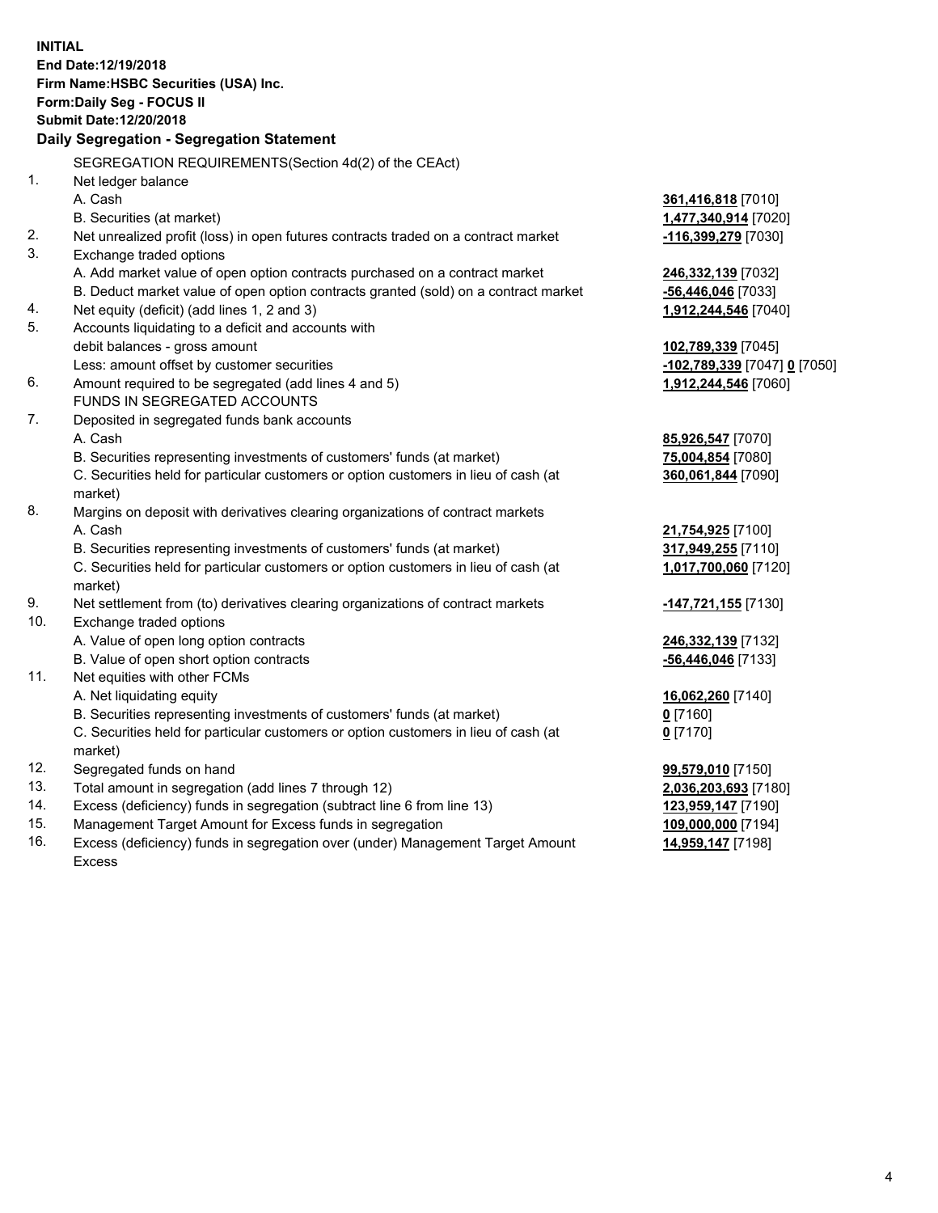**INITIAL**
**End Date:12/19/2018**
**Firm Name:HSBC Securities (USA) Inc.**
**Form:Daily Seg - FOCUS II**
**Submit Date:12/20/2018**

## Daily Segregation - Segregation Statement

SEGREGATION REQUIREMENTS(Section 4d(2) of the CEAct)

| | | |
|---|---|---|
| 1. | Net ledger balance | |
| | A. Cash | **361,416,818** [7010] |
| | B. Securities (at market) | **1,477,340,914** [7020] |
| 2. | Net unrealized profit (loss) in open futures contracts traded on a contract market | **-116,399,279** [7030] |
| 3. | Exchange traded options | |
| | A. Add market value of open option contracts purchased on a contract market | **246,332,139** [7032] |
| | B. Deduct market value of open option contracts granted (sold) on a contract market | **-56,446,046** [7033] |
| 4. | Net equity (deficit) (add lines 1, 2 and 3) | **1,912,244,546** [7040] |
| 5. | Accounts liquidating to a deficit and accounts with debit balances - gross amount | **102,789,339** [7045] |
| | Less: amount offset by customer securities | **-102,789,339** [7047] **0** [7050] |
| 6. | Amount required to be segregated (add lines 4 and 5) | **1,912,244,546** [7060] |
| | FUNDS IN SEGREGATED ACCOUNTS | |
| 7. | Deposited in segregated funds bank accounts | |
| | A. Cash | **85,926,547** [7070] |
| | B. Securities representing investments of customers' funds (at market) | **75,004,854** [7080] |
| | C. Securities held for particular customers or option customers in lieu of cash (at market) | **360,061,844** [7090] |
| 8. | Margins on deposit with derivatives clearing organizations of contract markets | |
| | A. Cash | **21,754,925** [7100] |
| | B. Securities representing investments of customers' funds (at market) | **317,949,255** [7110] |
| | C. Securities held for particular customers or option customers in lieu of cash (at market) | **1,017,700,060** [7120] |
| 9. | Net settlement from (to) derivatives clearing organizations of contract markets | **-147,721,155** [7130] |
| 10. | Exchange traded options | |
| | A. Value of open long option contracts | **246,332,139** [7132] |
| | B. Value of open short option contracts | **-56,446,046** [7133] |
| 11. | Net equities with other FCMs | |
| | A. Net liquidating equity | **16,062,260** [7140] |
| | B. Securities representing investments of customers' funds (at market) | **0** [7160] |
| | C. Securities held for particular customers or option customers in lieu of cash (at market) | **0** [7170] |
| 12. | Segregated funds on hand | **99,579,010** [7150] |
| 13. | Total amount in segregation (add lines 7 through 12) | **2,036,203,693** [7180] |
| 14. | Excess (deficiency) funds in segregation (subtract line 6 from line 13) | **123,959,147** [7190] |
| 15. | Management Target Amount for Excess funds in segregation | **109,000,000** [7194] |
| 16. | Excess (deficiency) funds in segregation over (under) Management Target Amount Excess | **14,959,147** [7198] |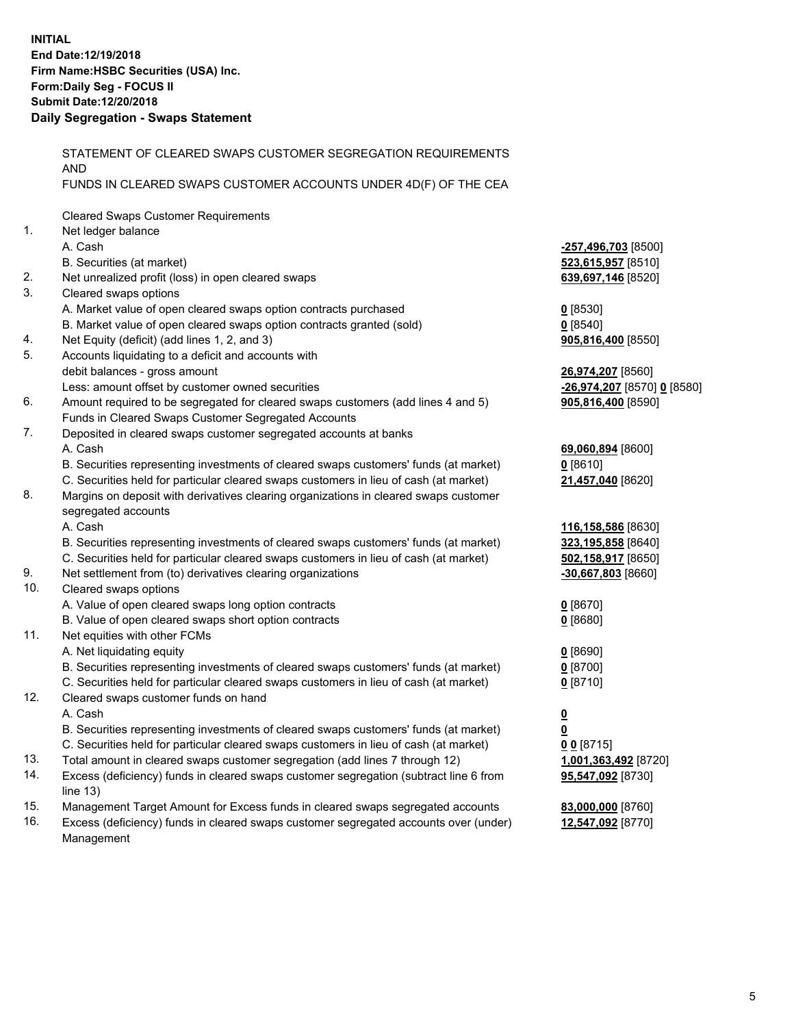**INITIAL**
**End Date:12/19/2018**
**Firm Name:HSBC Securities (USA) Inc.**
**Form:Daily Seg - FOCUS II**
**Submit Date:12/20/2018**
**Daily Segregation - Swaps Statement**

STATEMENT OF CLEARED SWAPS CUSTOMER SEGREGATION REQUIREMENTS AND FUNDS IN CLEARED SWAPS CUSTOMER ACCOUNTS UNDER 4D(F) OF THE CEA

| | | |
|---|---|---|
| | Cleared Swaps Customer Requirements | |
| 1. | Net ledger balance | |
| | A. Cash | **-257,496,703** [8500] |
| | B. Securities (at market) | **523,615,957** [8510] |
| 2. | Net unrealized profit (loss) in open cleared swaps | **639,697,146** [8520] |
| 3. | Cleared swaps options | |
| | A. Market value of open cleared swaps option contracts purchased | **0** [8530] |
| | B. Market value of open cleared swaps option contracts granted (sold) | **0** [8540] |
| 4. | Net Equity (deficit) (add lines 1, 2, and 3) | **905,816,400** [8550] |
| 5. | Accounts liquidating to a deficit and accounts with debit balances - gross amount | **26,974,207** [8560] |
| | Less: amount offset by customer owned securities | **-26,974,207** [8570] **0** [8580] |
| 6. | Amount required to be segregated for cleared swaps customers (add lines 4 and 5) | **905,816,400** [8590] |
| | Funds in Cleared Swaps Customer Segregated Accounts | |
| 7. | Deposited in cleared swaps customer segregated accounts at banks | |
| | A. Cash | **69,060,894** [8600] |
| | B. Securities representing investments of cleared swaps customers' funds (at market) | **0** [8610] |
| | C. Securities held for particular cleared swaps customers in lieu of cash (at market) | **21,457,040** [8620] |
| 8. | Margins on deposit with derivatives clearing organizations in cleared swaps customer segregated accounts | |
| | A. Cash | **116,158,586** [8630] |
| | B. Securities representing investments of cleared swaps customers' funds (at market) | **323,195,858** [8640] |
| | C. Securities held for particular cleared swaps customers in lieu of cash (at market) | **502,158,917** [8650] |
| 9. | Net settlement from (to) derivatives clearing organizations | **-30,667,803** [8660] |
| 10. | Cleared swaps options | |
| | A. Value of open cleared swaps long option contracts | **0** [8670] |
| | B. Value of open cleared swaps short option contracts | **0** [8680] |
| 11. | Net equities with other FCMs | |
| | A. Net liquidating equity | **0** [8690] |
| | B. Securities representing investments of cleared swaps customers' funds (at market) | **0** [8700] |
| | C. Securities held for particular cleared swaps customers in lieu of cash (at market) | **0** [8710] |
| 12. | Cleared swaps customer funds on hand | |
| | A. Cash | **0** |
| | B. Securities representing investments of cleared swaps customers' funds (at market) | **0** |
| | C. Securities held for particular cleared swaps customers in lieu of cash (at market) | **0** **0** [8715] |
| 13. | Total amount in cleared swaps customer segregation (add lines 7 through 12) | **1,001,363,492** [8720] |
| 14. | Excess (deficiency) funds in cleared swaps customer segregation (subtract line 6 from line 13) | **95,547,092** [8730] |
| 15. | Management Target Amount for Excess funds in cleared swaps segregated accounts | **83,000,000** [8760] |
| 16. | Excess (deficiency) funds in cleared swaps customer segregated accounts over (under) Management | **12,547,092** [8770] |